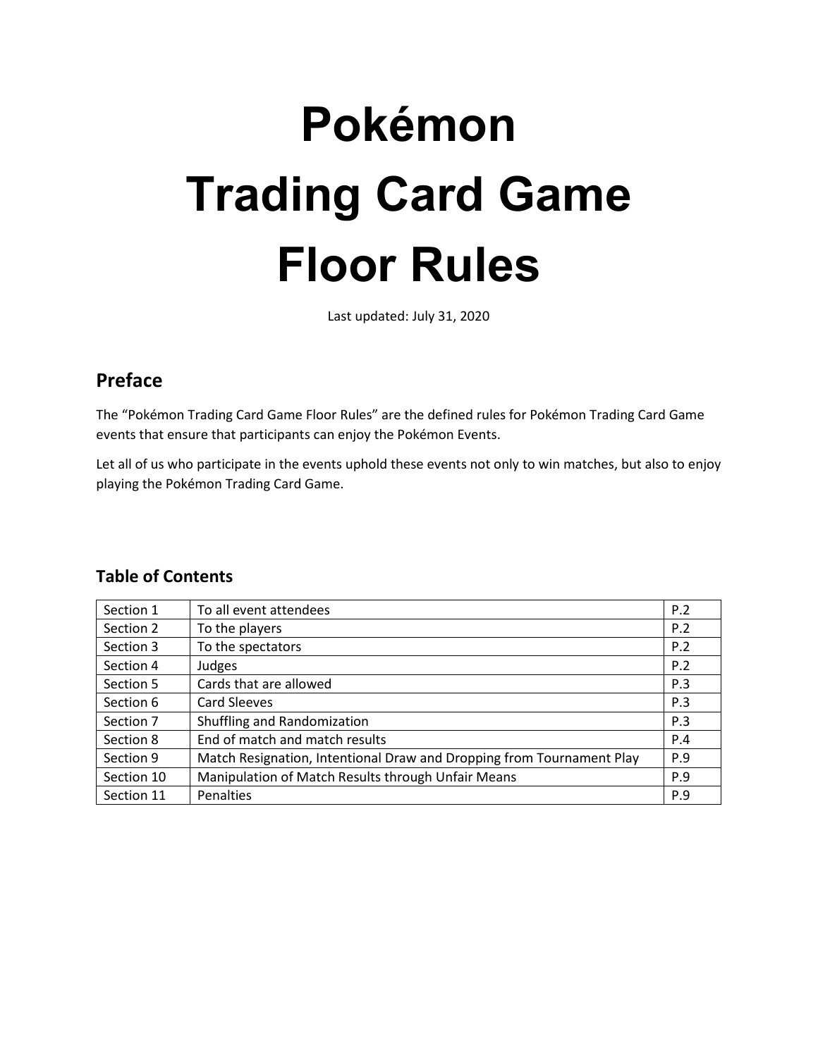# Pokémon Trading Card Game Floor Rules

Last updated: July 31, 2020

## Preface

The "Pokémon Trading Card Game Floor Rules" are the defined rules for Pokémon Trading Card Game events that ensure that participants can enjoy the Pokémon Events.

Let all of us who participate in the events uphold these events not only to win matches, but also to enjoy playing the Pokémon Trading Card Game.

### Table of Contents

| | | |
|---|---|---|
| Section 1 | To all event attendees | P.2 |
| Section 2 | To the players | P.2 |
| Section 3 | To the spectators | P.2 |
| Section 4 | Judges | P.2 |
| Section 5 | Cards that are allowed | P.3 |
| Section 6 | Card Sleeves | P.3 |
| Section 7 | Shuffling and Randomization | P.3 |
| Section 8 | End of match and match results | P.4 |
| Section 9 | Match Resignation, Intentional Draw and Dropping from Tournament Play | P.9 |
| Section 10 | Manipulation of Match Results through Unfair Means | P.9 |
| Section 11 | Penalties | P.9 |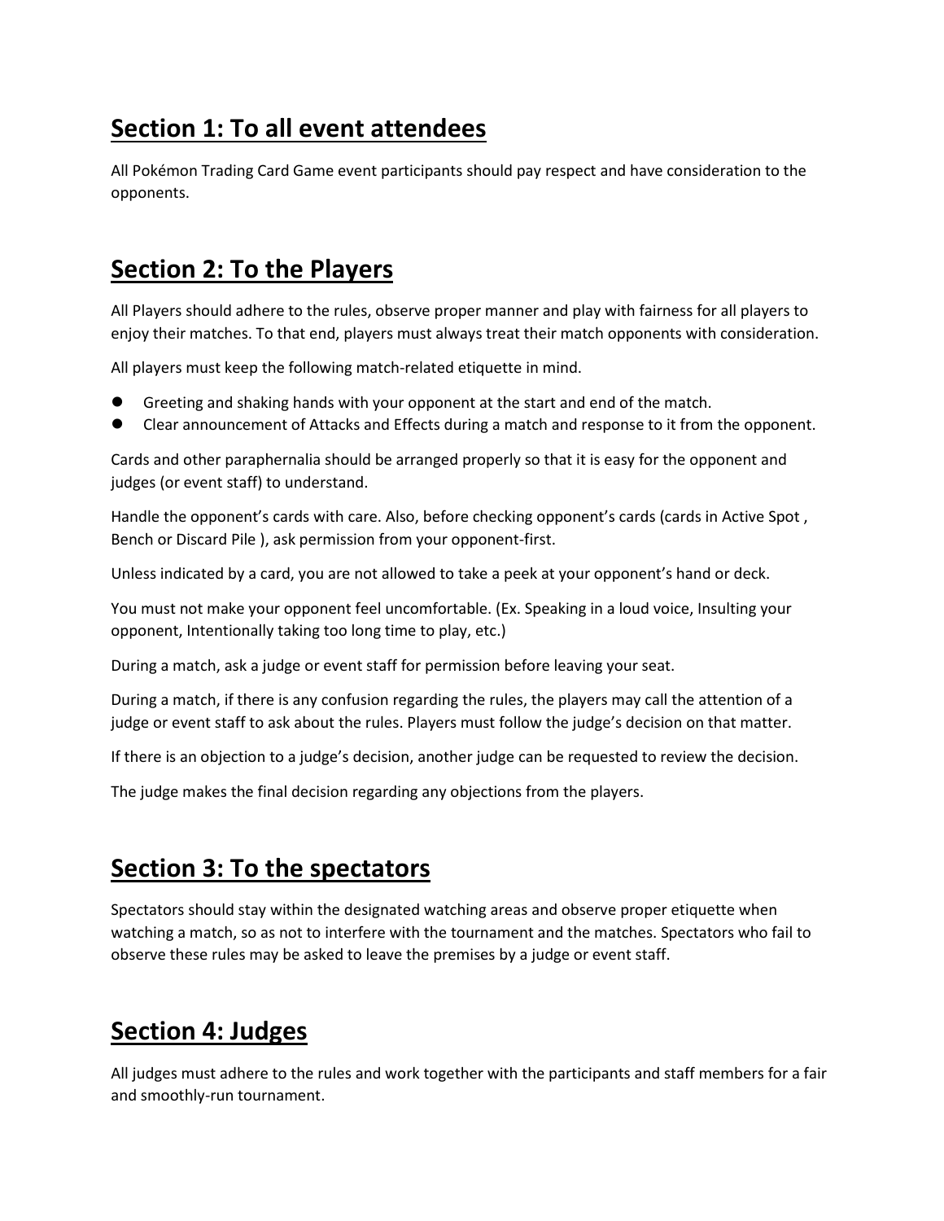## Section 1: To all event attendees

All Pokémon Trading Card Game event participants should pay respect and have consideration to the opponents.

## Section 2: To the Players

All Players should adhere to the rules, observe proper manner and play with fairness for all players to enjoy their matches. To that end, players must always treat their match opponents with consideration.

All players must keep the following match-related etiquette in mind.

- Greeting and shaking hands with your opponent at the start and end of the match.
- Clear announcement of Attacks and Effects during a match and response to it from the opponent.

Cards and other paraphernalia should be arranged properly so that it is easy for the opponent and judges (or event staff) to understand.

Handle the opponent's cards with care. Also, before checking opponent's cards (cards in Active Spot , Bench or Discard Pile ), ask permission from your opponent-first.

Unless indicated by a card, you are not allowed to take a peek at your opponent's hand or deck.

You must not make your opponent feel uncomfortable. (Ex. Speaking in a loud voice, Insulting your opponent, Intentionally taking too long time to play, etc.)

During a match, ask a judge or event staff for permission before leaving your seat.

During a match, if there is any confusion regarding the rules, the players may call the attention of a judge or event staff to ask about the rules. Players must follow the judge's decision on that matter.

If there is an objection to a judge's decision, another judge can be requested to review the decision.

The judge makes the final decision regarding any objections from the players.

## Section 3: To the spectators

Spectators should stay within the designated watching areas and observe proper etiquette when watching a match, so as not to interfere with the tournament and the matches. Spectators who fail to observe these rules may be asked to leave the premises by a judge or event staff.

## Section 4: Judges

All judges must adhere to the rules and work together with the participants and staff members for a fair and smoothly-run tournament.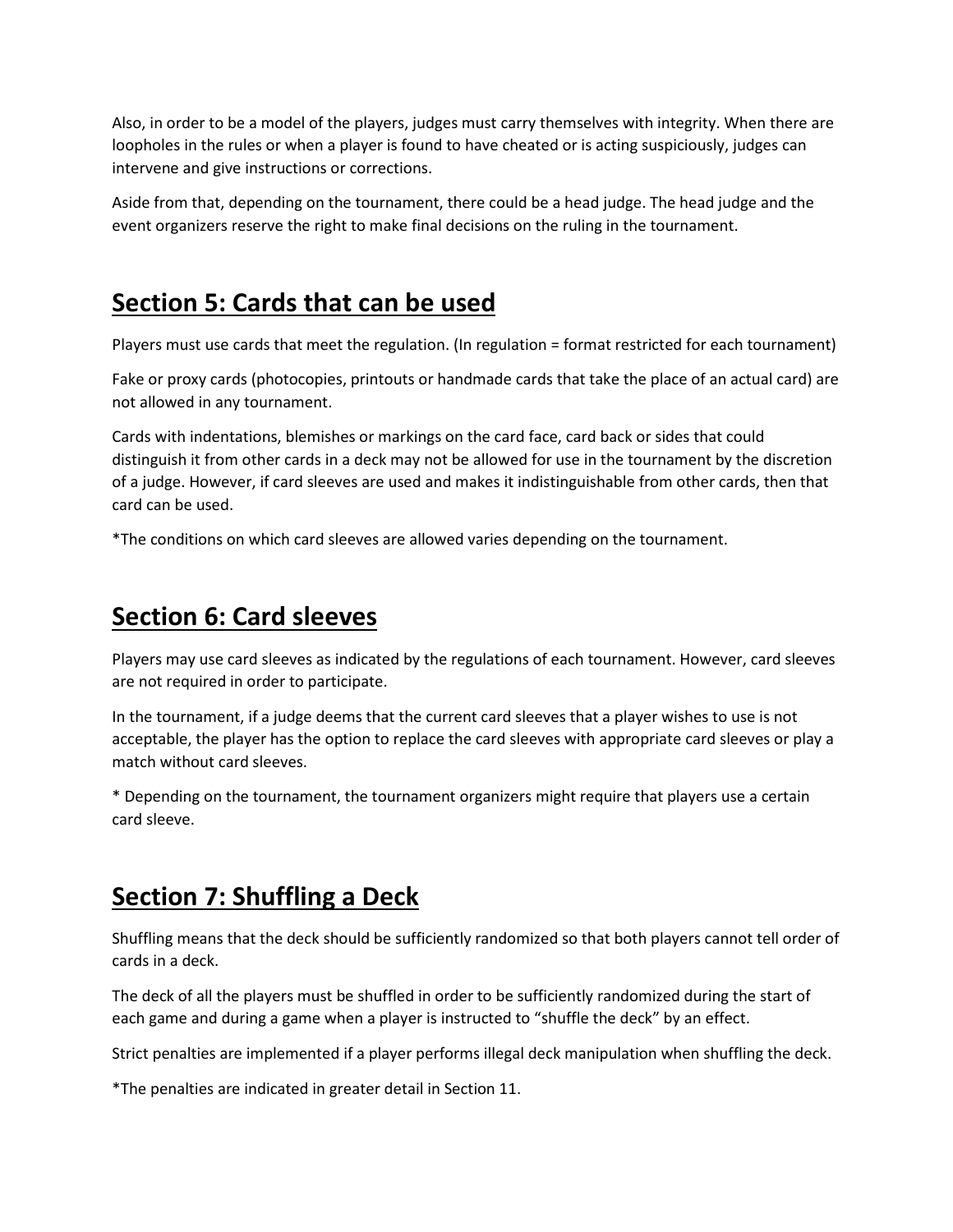Also, in order to be a model of the players, judges must carry themselves with integrity. When there are loopholes in the rules or when a player is found to have cheated or is acting suspiciously, judges can intervene and give instructions or corrections.

Aside from that, depending on the tournament, there could be a head judge. The head judge and the event organizers reserve the right to make final decisions on the ruling in the tournament.

## Section 5: Cards that can be used

Players must use cards that meet the regulation. (In regulation = format restricted for each tournament)

Fake or proxy cards (photocopies, printouts or handmade cards that take the place of an actual card) are not allowed in any tournament.

Cards with indentations, blemishes or markings on the card face, card back or sides that could distinguish it from other cards in a deck may not be allowed for use in the tournament by the discretion of a judge. However, if card sleeves are used and makes it indistinguishable from other cards, then that card can be used.

*The conditions on which card sleeves are allowed varies depending on the tournament.

## Section 6: Card sleeves

Players may use card sleeves as indicated by the regulations of each tournament. However, card sleeves are not required in order to participate.

In the tournament, if a judge deems that the current card sleeves that a player wishes to use is not acceptable, the player has the option to replace the card sleeves with appropriate card sleeves or play a match without card sleeves.

* Depending on the tournament, the tournament organizers might require that players use a certain card sleeve.

## Section 7: Shuffling a Deck

Shuffling means that the deck should be sufficiently randomized so that both players cannot tell order of cards in a deck.

The deck of all the players must be shuffled in order to be sufficiently randomized during the start of each game and during a game when a player is instructed to “shuffle the deck” by an effect.

Strict penalties are implemented if a player performs illegal deck manipulation when shuffling the deck.

*The penalties are indicated in greater detail in Section 11.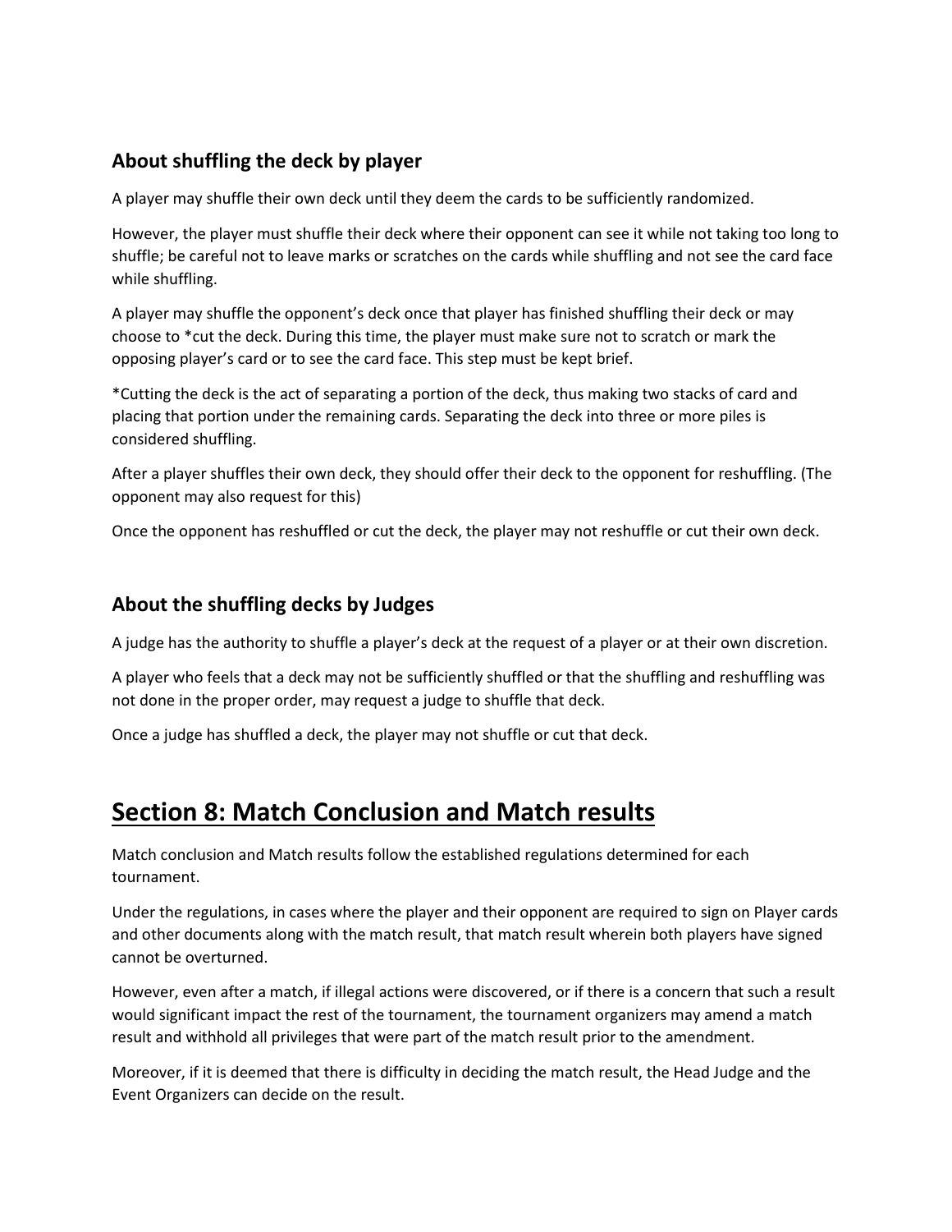### About shuffling the deck by player

A player may shuffle their own deck until they deem the cards to be sufficiently randomized.

However, the player must shuffle their deck where their opponent can see it while not taking too long to shuffle; be careful not to leave marks or scratches on the cards while shuffling and not see the card face while shuffling.

A player may shuffle the opponent's deck once that player has finished shuffling their deck or may choose to *cut the deck. During this time, the player must make sure not to scratch or mark the opposing player's card or to see the card face. This step must be kept brief.

*Cutting the deck is the act of separating a portion of the deck, thus making two stacks of card and placing that portion under the remaining cards. Separating the deck into three or more piles is considered shuffling.

After a player shuffles their own deck, they should offer their deck to the opponent for reshuffling. (The opponent may also request for this)

Once the opponent has reshuffled or cut the deck, the player may not reshuffle or cut their own deck.

### About the shuffling decks by Judges

A judge has the authority to shuffle a player's deck at the request of a player or at their own discretion.

A player who feels that a deck may not be sufficiently shuffled or that the shuffling and reshuffling was not done in the proper order, may request a judge to shuffle that deck.

Once a judge has shuffled a deck, the player may not shuffle or cut that deck.

# Section 8: Match Conclusion and Match results

Match conclusion and Match results follow the established regulations determined for each tournament.

Under the regulations, in cases where the player and their opponent are required to sign on Player cards and other documents along with the match result, that match result wherein both players have signed cannot be overturned.

However, even after a match, if illegal actions were discovered, or if there is a concern that such a result would significant impact the rest of the tournament, the tournament organizers may amend a match result and withhold all privileges that were part of the match result prior to the amendment.

Moreover, if it is deemed that there is difficulty in deciding the match result, the Head Judge and the Event Organizers can decide on the result.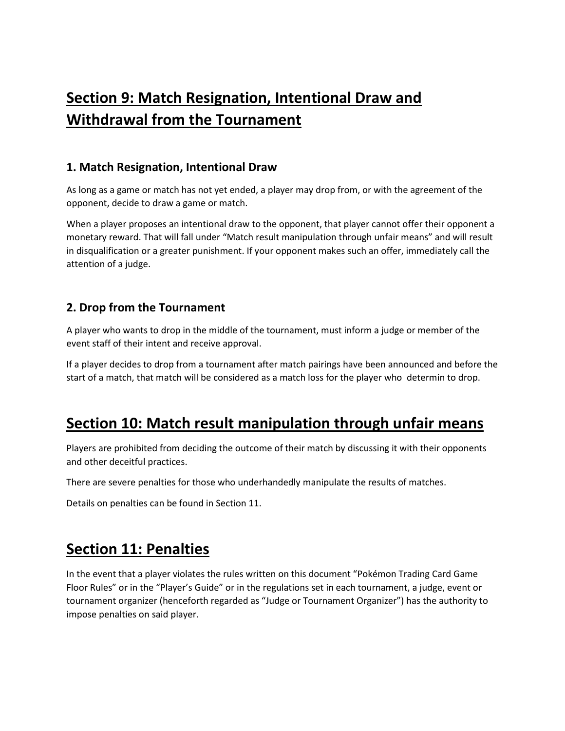## Section 9: Match Resignation, Intentional Draw and Withdrawal from the Tournament

### 1. Match Resignation, Intentional Draw

As long as a game or match has not yet ended, a player may drop from, or with the agreement of the opponent, decide to draw a game or match.

When a player proposes an intentional draw to the opponent, that player cannot offer their opponent a monetary reward. That will fall under "Match result manipulation through unfair means" and will result in disqualification or a greater punishment. If your opponent makes such an offer, immediately call the attention of a judge.

### 2. Drop from the Tournament

A player who wants to drop in the middle of the tournament, must inform a judge or member of the event staff of their intent and receive approval.

If a player decides to drop from a tournament after match pairings have been announced and before the start of a match, that match will be considered as a match loss for the player who  determin to drop.

## Section 10: Match result manipulation through unfair means

Players are prohibited from deciding the outcome of their match by discussing it with their opponents and other deceitful practices.

There are severe penalties for those who underhandedly manipulate the results of matches.

Details on penalties can be found in Section 11.

## Section 11: Penalties

In the event that a player violates the rules written on this document "Pokémon Trading Card Game Floor Rules" or in the "Player's Guide" or in the regulations set in each tournament, a judge, event or tournament organizer (henceforth regarded as "Judge or Tournament Organizer") has the authority to impose penalties on said player.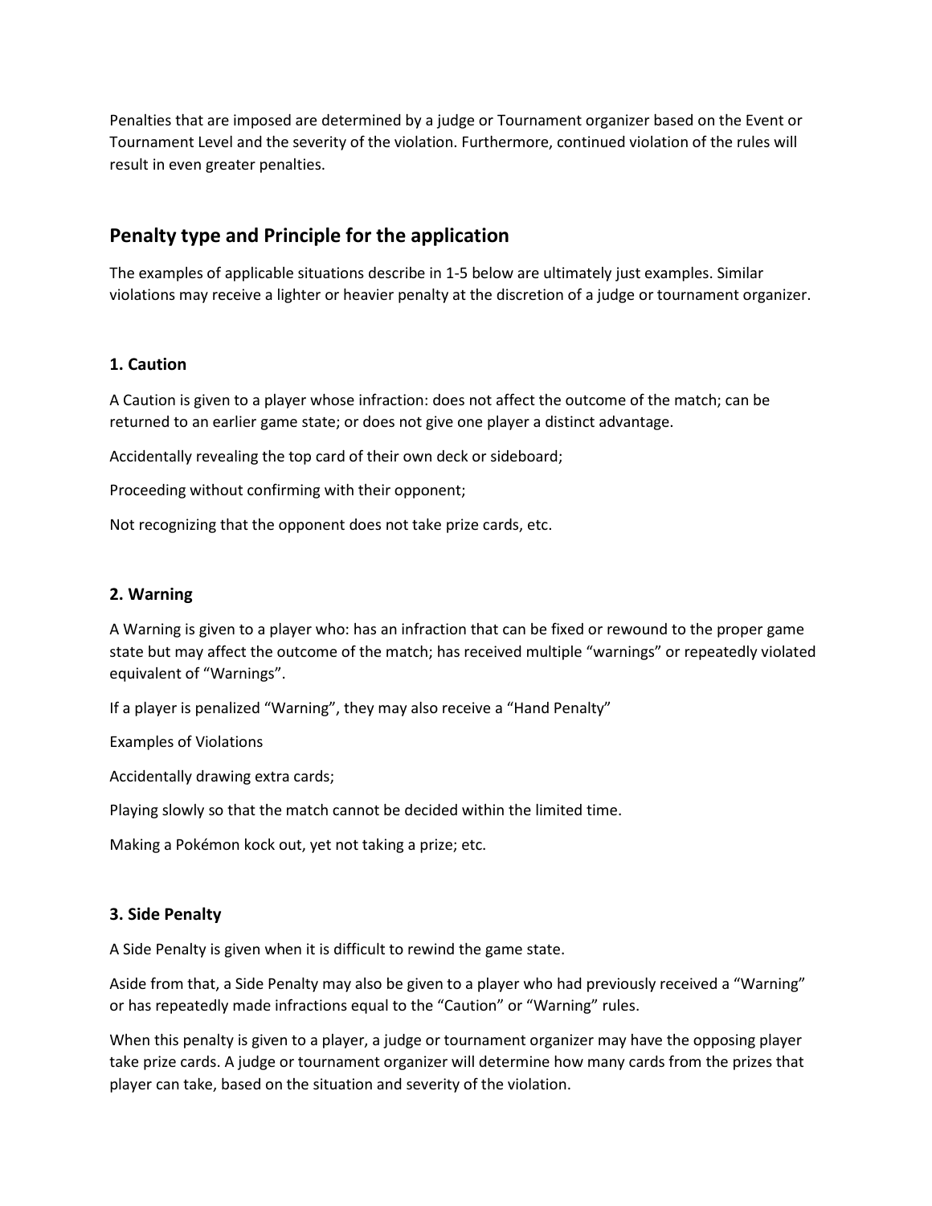Penalties that are imposed are determined by a judge or Tournament organizer based on the Event or Tournament Level and the severity of the violation. Furthermore, continued violation of the rules will result in even greater penalties.

## Penalty type and Principle for the application

The examples of applicable situations describe in 1-5 below are ultimately just examples. Similar violations may receive a lighter or heavier penalty at the discretion of a judge or tournament organizer.

### 1. Caution

A Caution is given to a player whose infraction: does not affect the outcome of the match; can be returned to an earlier game state; or does not give one player a distinct advantage.

Accidentally revealing the top card of their own deck or sideboard;

Proceeding without confirming with their opponent;

Not recognizing that the opponent does not take prize cards, etc.

### 2. Warning

A Warning is given to a player who: has an infraction that can be fixed or rewound to the proper game state but may affect the outcome of the match; has received multiple "warnings" or repeatedly violated equivalent of "Warnings".

If a player is penalized "Warning", they may also receive a "Hand Penalty"

Examples of Violations

Accidentally drawing extra cards;

Playing slowly so that the match cannot be decided within the limited time.

Making a Pokémon kock out, yet not taking a prize; etc.

### 3. Side Penalty

A Side Penalty is given when it is difficult to rewind the game state.

Aside from that, a Side Penalty may also be given to a player who had previously received a "Warning" or has repeatedly made infractions equal to the "Caution" or "Warning" rules.

When this penalty is given to a player, a judge or tournament organizer may have the opposing player take prize cards. A judge or tournament organizer will determine how many cards from the prizes that player can take, based on the situation and severity of the violation.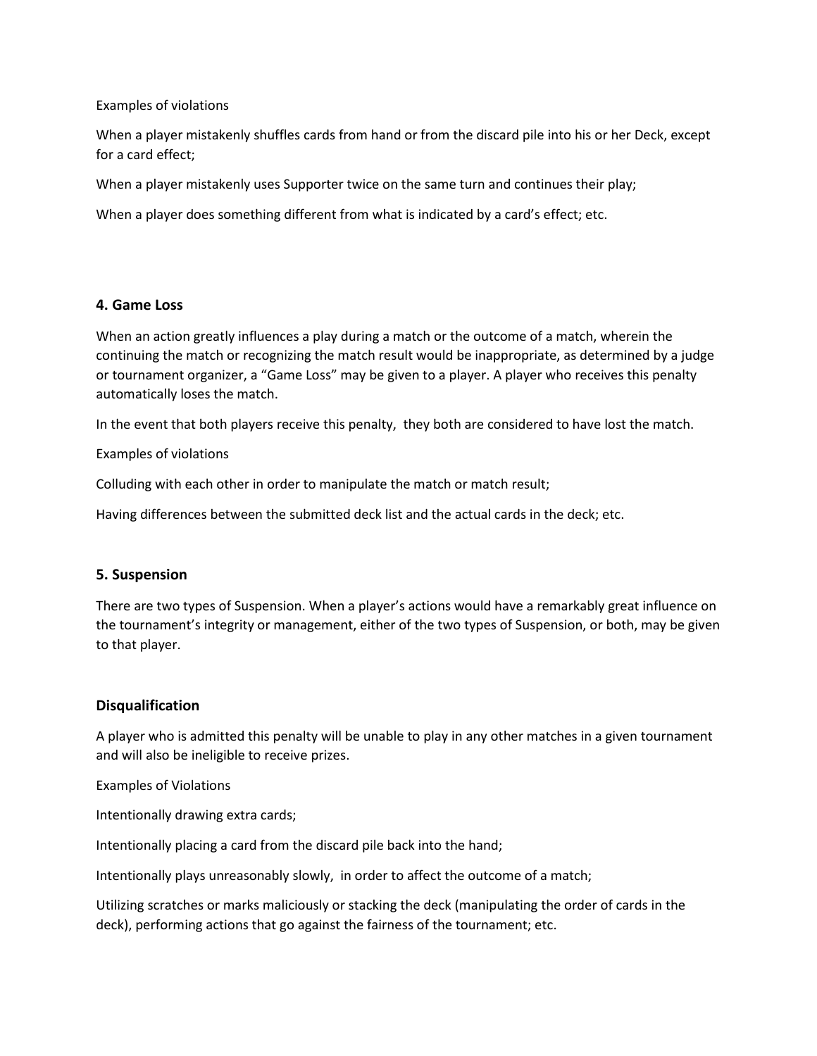Examples of violations

When a player mistakenly shuffles cards from hand or from the discard pile into his or her Deck, except for a card effect;

When a player mistakenly uses Supporter twice on the same turn and continues their play;

When a player does something different from what is indicated by a card's effect; etc.

### 4. Game Loss

When an action greatly influences a play during a match or the outcome of a match, wherein the continuing the match or recognizing the match result would be inappropriate, as determined by a judge or tournament organizer, a "Game Loss" may be given to a player. A player who receives this penalty automatically loses the match.

In the event that both players receive this penalty, they both are considered to have lost the match.

Examples of violations

Colluding with each other in order to manipulate the match or match result;

Having differences between the submitted deck list and the actual cards in the deck; etc.

### 5. Suspension

There are two types of Suspension. When a player's actions would have a remarkably great influence on the tournament's integrity or management, either of the two types of Suspension, or both, may be given to that player.

### Disqualification

A player who is admitted this penalty will be unable to play in any other matches in a given tournament and will also be ineligible to receive prizes.

Examples of Violations

Intentionally drawing extra cards;

Intentionally placing a card from the discard pile back into the hand;

Intentionally plays unreasonably slowly, in order to affect the outcome of a match;

Utilizing scratches or marks maliciously or stacking the deck (manipulating the order of cards in the deck), performing actions that go against the fairness of the tournament; etc.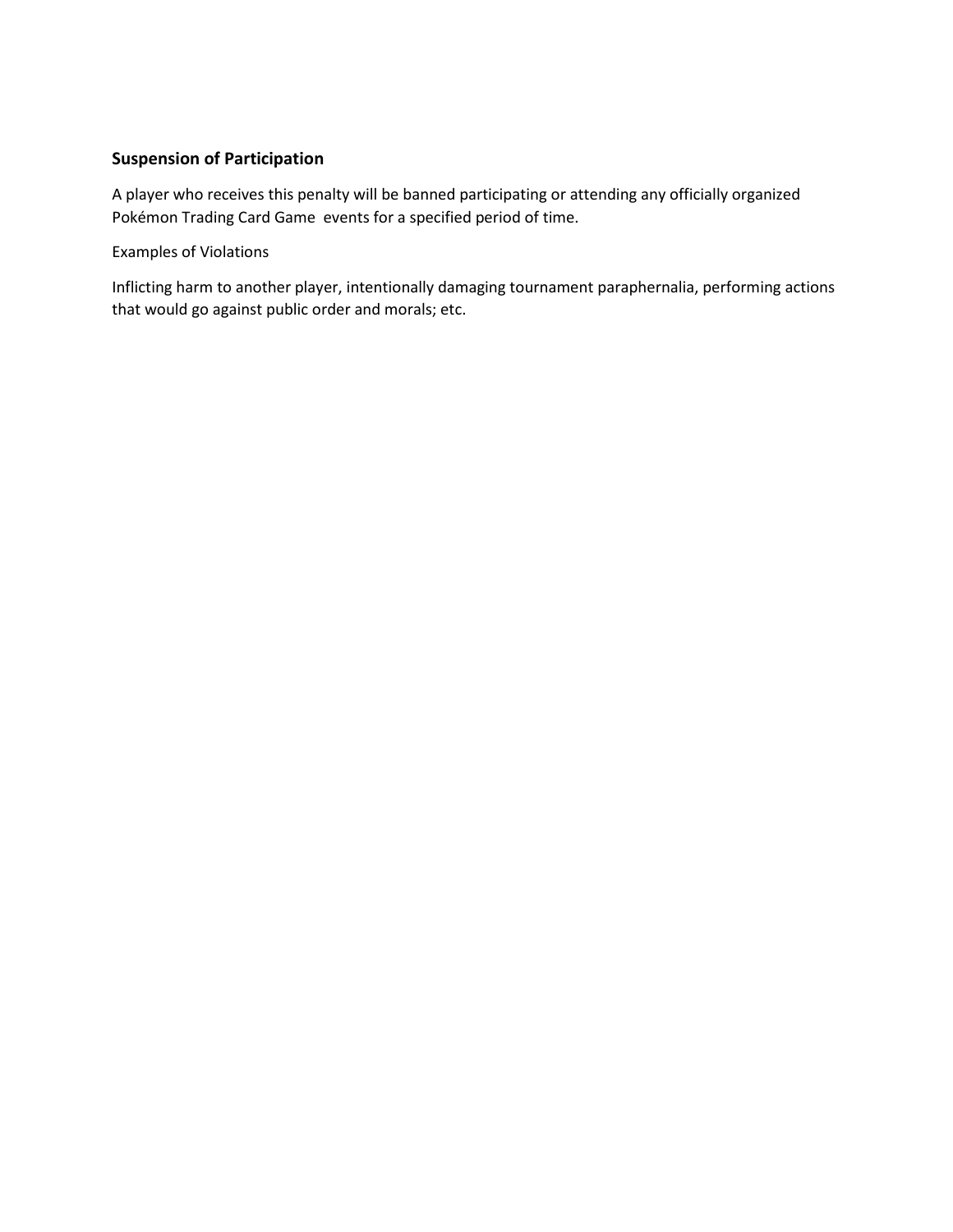### Suspension of Participation

A player who receives this penalty will be banned participating or attending any officially organized Pokémon Trading Card Game events for a specified period of time.

Examples of Violations

Inflicting harm to another player, intentionally damaging tournament paraphernalia, performing actions that would go against public order and morals; etc.